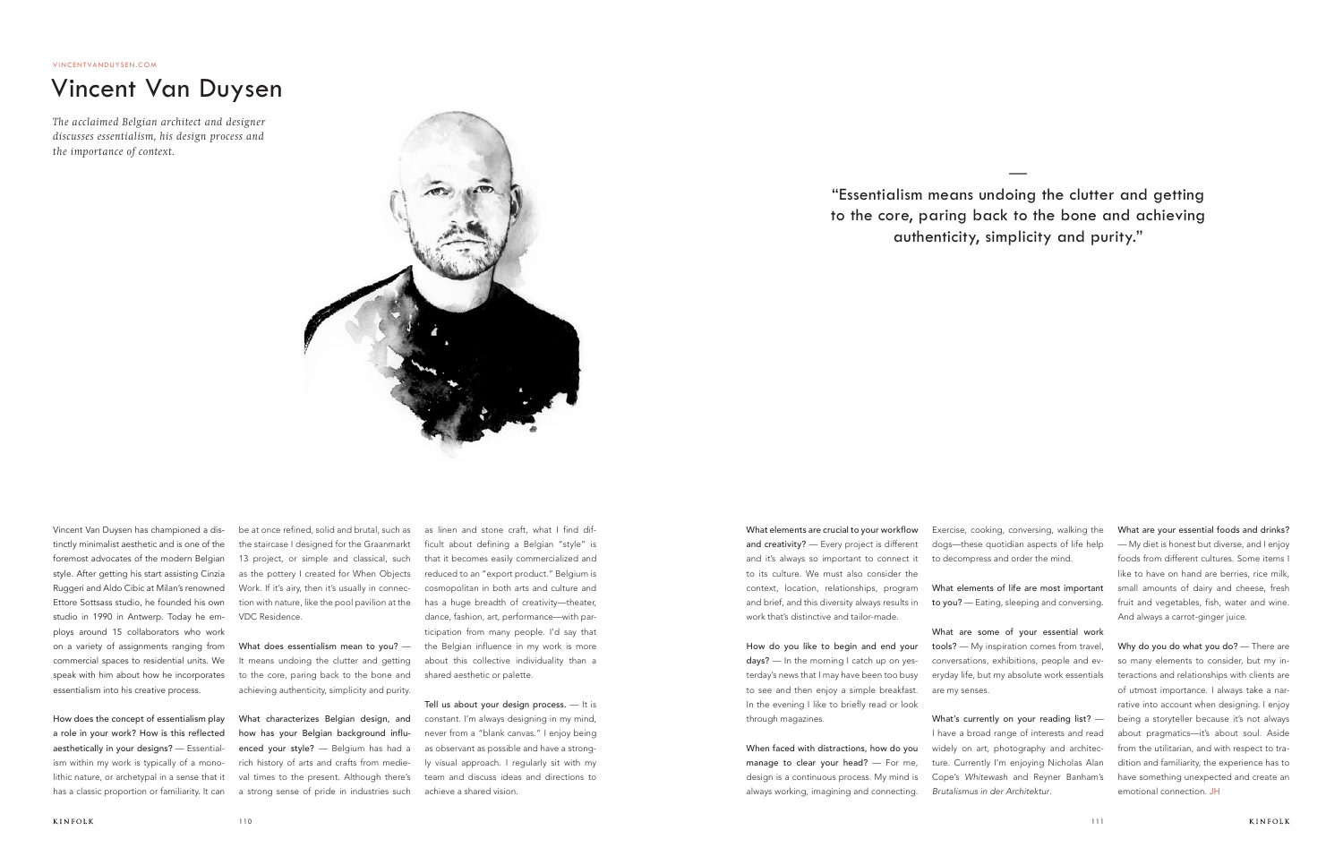VINCENTVANDUYSEN.COM

# Vincent Van Duysen

*The acclaimed Belgian architect and designer discusses essentialism, his design process and the importance of context.*

"Essentialism means undoing the clutter and getting to the core, paring back to the bone and achieving authenticity, simplicity and purity."

Vincent Van Duysen has championed a distinctly minimalist aesthetic and is one of the foremost advocates of the modern Belgian style. After getting his start assisting Cinzia Ruggeri and Aldo Cibic at Milan's renowned Ettore Sottsass studio, he founded his own studio in 1990 in Antwerp. Today he employs around 15 collaborators who work on a variety of assignments ranging from commercial spaces to residential units. We speak with him about how he incorporates essentialism into his creative process.

**How does the concept of essentialism play a role in your work? How is this reflected aesthetically in your designs?** — Essentialism within my work is typically of a monolithic nature, or archetypal in a sense that it has a classic proportion or familiarity. It can be at once refined, solid and brutal, such as the staircase I designed for the Graanmarkt 13 project, or simple and classical, such as the pottery I created for When Objects Work. If it's airy, then it's usually in connection with nature, like the pool pavilion at the VDC Residence.

**What does essentialism mean to you?** — It means undoing the clutter and getting to the core, paring back to the bone and achieving authenticity, simplicity and purity.

**What characterizes Belgian design, and how has your Belgian background influenced your style?** — Belgium has had a rich history of arts and crafts from medieval times to the present. Although there's a strong sense of pride in industries such as linen and stone craft, what I find difficult about defining a Belgian "style" is that it becomes easily commercialized and reduced to an "export product." Belgium is cosmopolitan in both arts and culture and has a huge breadth of creativity—theater, dance, fashion, art, performance—with participation from many people. I'd say that the Belgian influence in my work is more about this collective individuality than a shared aesthetic or palette.

**Tell us about your design process.** — It is constant. I'm always designing in my mind, never from a "blank canvas." I enjoy being as observant as possible and have a strongly visual approach. I regularly sit with my team and discuss ideas and directions to achieve a shared vision.

**What elements are crucial to your workflow and creativity?** — Every project is different and it's always so important to connect it to its culture. We must also consider the context, location, relationships, program and brief, and this diversity always results in work that's distinctive and tailor-made.

**How do you like to begin and end your days?** — In the morning I catch up on yesterday's news that I may have been too busy to see and then enjoy a simple breakfast. In the evening I like to briefly read or look through magazines.

**When faced with distractions, how do you manage to clear your head?** — For me, design is a continuous process. My mind is always working, imagining and connecting. Exercise, cooking, conversing, walking the dogs—these quotidian aspects of life help to decompress and order the mind.

**What elements of life are most important to you?** — Eating, sleeping and conversing.

**What are some of your essential work tools?** — My inspiration comes from travel, conversations, exhibitions, people and everyday life, but my absolute work essentials are my senses.

**What's currently on your reading list?** — I have a broad range of interests and read widely on art, photography and architecture. Currently I'm enjoying Nicholas Alan Cope's *Whitewash* and Reyner Banham's *Brutalismus in der Architektur*.

**What are your essential foods and drinks?** — My diet is honest but diverse, and I enjoy foods from different cultures. Some items I like to have on hand are berries, rice milk, small amounts of dairy and cheese, fresh fruit and vegetables, fish, water and wine. And always a carrot-ginger juice.

**Why do you do what you do?** — There are so many elements to consider, but my interactions and relationships with clients are of utmost importance. I always take a narrative into account when designing. I enjoy being a storyteller because it's not always about pragmatics—it's about soul. Aside from the utilitarian, and with respect to tradition and familiarity, the experience has to have something unexpected and create an emotional connection. JH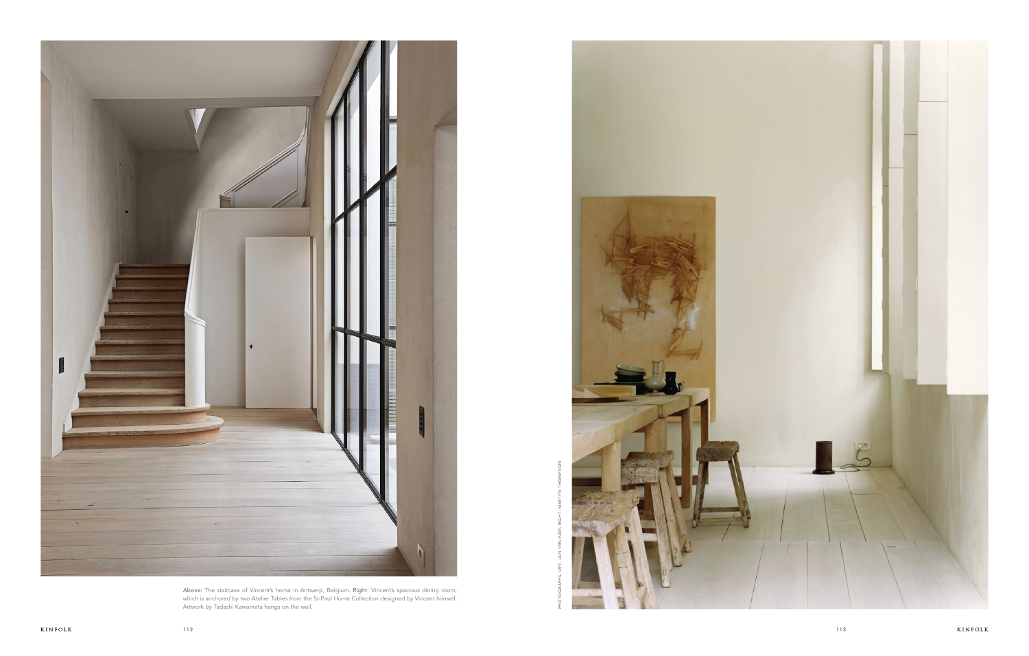Above: The staircase of Vincent's home in Antwerp, Belgium. Right: Vincent's spacious dining room, which is anchored by two Atelier Tables from the St-Paul Home Collection designed by Vincent himself. Artwork by Tadashi Kawamata hangs on the wall.

PHOTOGRAPHS, LEFT: JAN VERLINDE; RIGHT: MARTYN THOMPSON